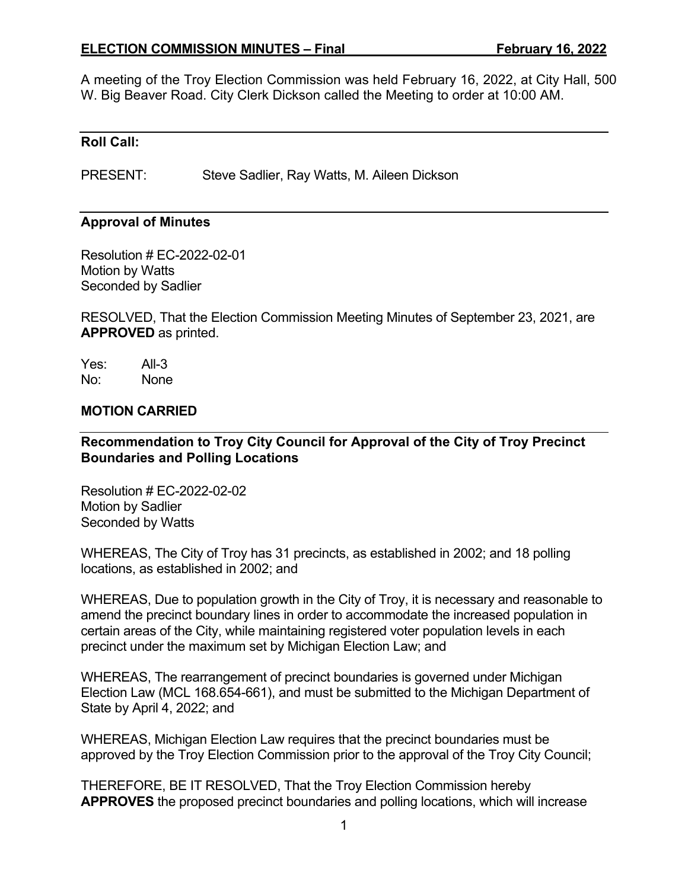A meeting of the Troy Election Commission was held February 16, 2022, at City Hall, 500 W. Big Beaver Road. City Clerk Dickson called the Meeting to order at 10:00 AM.

---

**Roll Call:**

PRESENT: Steve Sadlier, Ray Watts, M. Aileen Dickson

---

**Approval of Minutes**

Resolution # EC-2022-02-01
Motion by Watts
Seconded by Sadlier

RESOLVED, That the Election Commission Meeting Minutes of September 23, 2021, are **APPROVED** as printed.

Yes: All-3
No: None

**MOTION CARRIED**

---

**Recommendation to Troy City Council for Approval of the City of Troy Precinct Boundaries and Polling Locations**

Resolution # EC-2022-02-02
Motion by Sadlier
Seconded by Watts

WHEREAS, The City of Troy has 31 precincts, as established in 2002; and 18 polling locations, as established in 2002; and

WHEREAS, Due to population growth in the City of Troy, it is necessary and reasonable to amend the precinct boundary lines in order to accommodate the increased population in certain areas of the City, while maintaining registered voter population levels in each precinct under the maximum set by Michigan Election Law; and

WHEREAS, The rearrangement of precinct boundaries is governed under Michigan Election Law (MCL 168.654-661), and must be submitted to the Michigan Department of State by April 4, 2022; and

WHEREAS, Michigan Election Law requires that the precinct boundaries must be approved by the Troy Election Commission prior to the approval of the Troy City Council;

THEREFORE, BE IT RESOLVED, That the Troy Election Commission hereby **APPROVES** the proposed precinct boundaries and polling locations, which will increase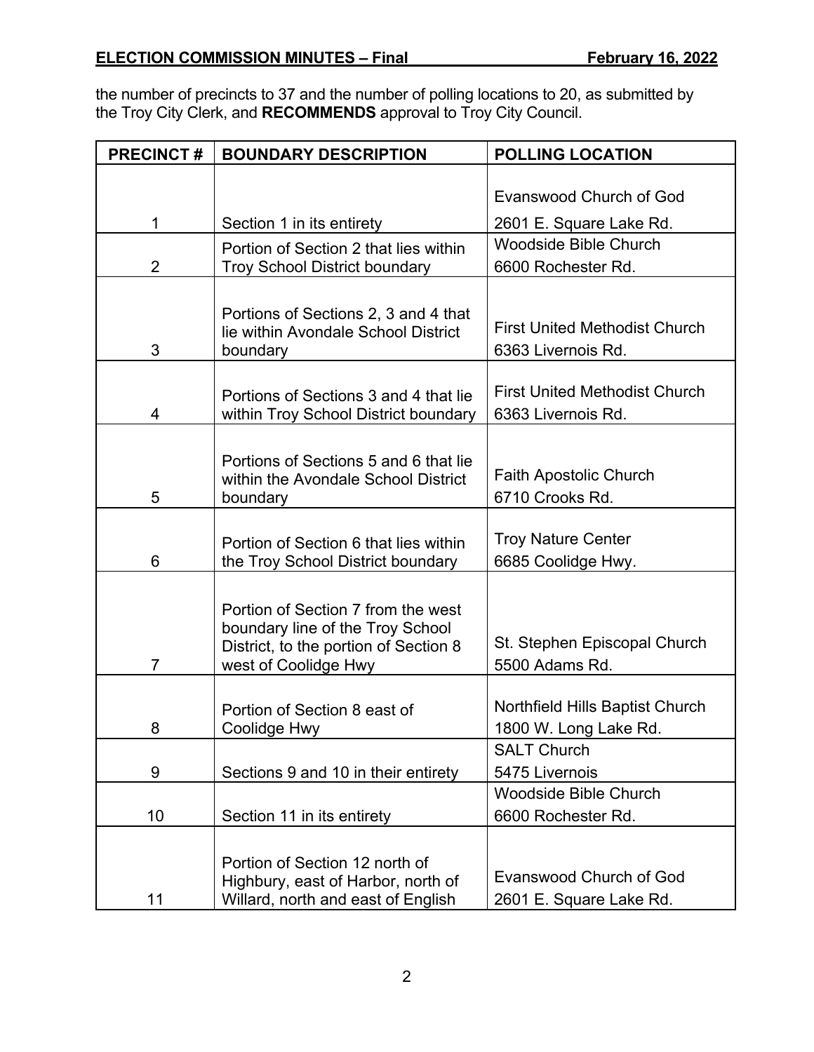the number of precincts to 37 and the number of polling locations to 20, as submitted by the Troy City Clerk, and **RECOMMENDS** approval to Troy City Council.

| PRECINCT # | BOUNDARY DESCRIPTION | POLLING LOCATION |
|---|---|---|
| 1 | Section 1 in its entirety | Evanswood Church of God<br>2601 E. Square Lake Rd. |
| 2 | Portion of Section 2 that lies within Troy School District boundary | Woodside Bible Church<br>6600 Rochester Rd. |
| 3 | Portions of Sections 2, 3 and 4 that lie within Avondale School District boundary | First United Methodist Church<br>6363 Livernois Rd. |
| 4 | Portions of Sections 3 and 4 that lie within Troy School District boundary | First United Methodist Church<br>6363 Livernois Rd. |
| 5 | Portions of Sections 5 and 6 that lie within the Avondale School District boundary | Faith Apostolic Church<br>6710 Crooks Rd. |
| 6 | Portion of Section 6 that lies within the Troy School District boundary | Troy Nature Center<br>6685 Coolidge Hwy. |
| 7 | Portion of Section 7 from the west boundary line of the Troy School District, to the portion of Section 8 west of Coolidge Hwy | St. Stephen Episcopal Church<br>5500 Adams Rd. |
| 8 | Portion of Section 8 east of Coolidge Hwy | Northfield Hills Baptist Church<br>1800 W. Long Lake Rd. |
| 9 | Sections 9 and 10 in their entirety | SALT Church<br>5475 Livernois |
| 10 | Section 11 in its entirety | Woodside Bible Church<br>6600 Rochester Rd. |
| 11 | Portion of Section 12 north of Highbury, east of Harbor, north of Willard, north and east of English | Evanswood Church of God<br>2601 E. Square Lake Rd. |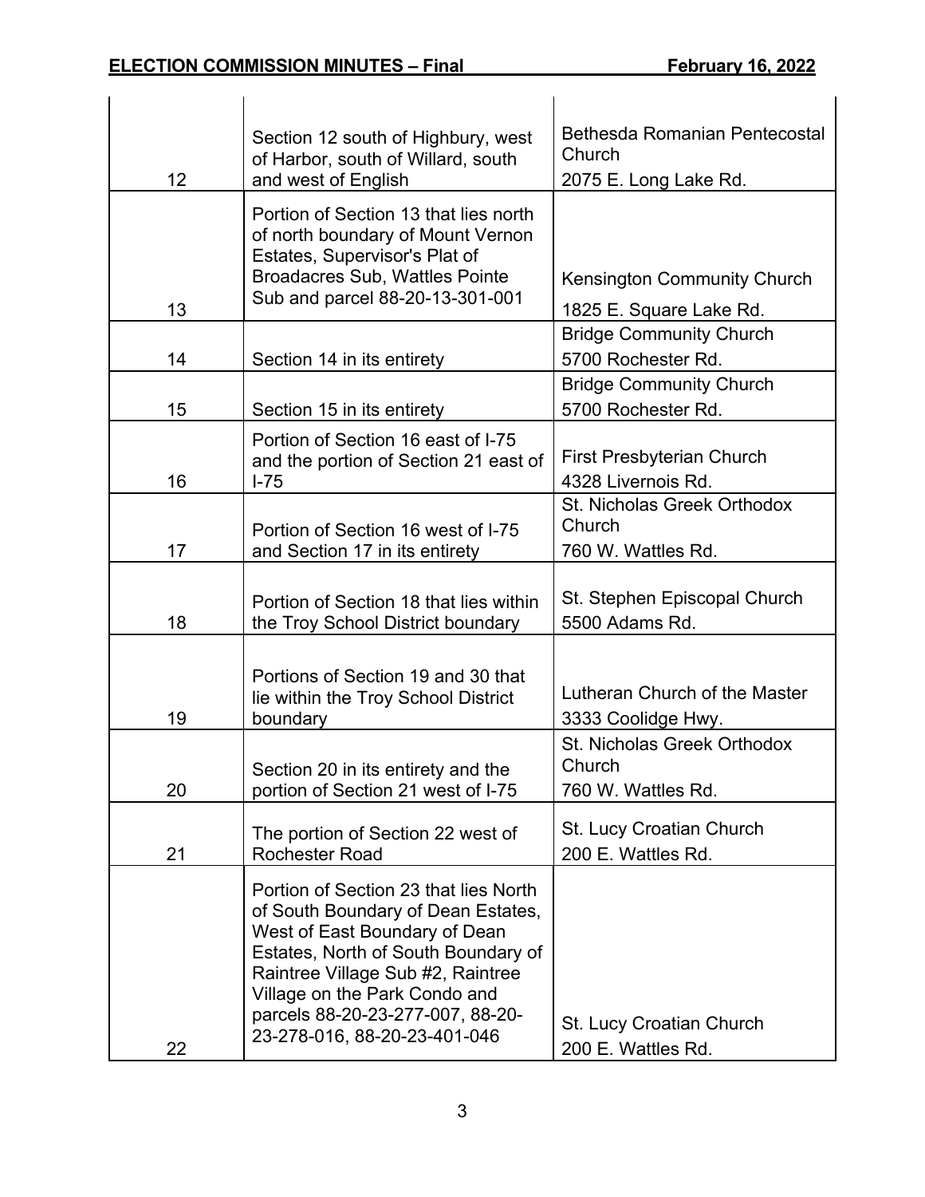| | | |
|---|---|---|
| 12 | Section 12 south of Highbury, west of Harbor, south of Willard, south and west of English | Bethesda Romanian Pentecostal Church<br>2075 E. Long Lake Rd. |
| 13 | Portion of Section 13 that lies north of north boundary of Mount Vernon Estates, Supervisor's Plat of Broadacres Sub, Wattles Pointe Sub and parcel 88-20-13-301-001 | Kensington Community Church<br>1825 E. Square Lake Rd. |
| 14 | Section 14 in its entirety | Bridge Community Church<br>5700 Rochester Rd. |
| 15 | Section 15 in its entirety | Bridge Community Church<br>5700 Rochester Rd. |
| 16 | Portion of Section 16 east of I-75 and the portion of Section 21 east of I-75 | First Presbyterian Church<br>4328 Livernois Rd. |
| 17 | Portion of Section 16 west of I-75 and Section 17 in its entirety | St. Nicholas Greek Orthodox Church<br>760 W. Wattles Rd. |
| 18 | Portion of Section 18 that lies within the Troy School District boundary | St. Stephen Episcopal Church<br>5500 Adams Rd. |
| 19 | Portions of Section 19 and 30 that lie within the Troy School District boundary | Lutheran Church of the Master<br>3333 Coolidge Hwy. |
| 20 | Section 20 in its entirety and the portion of Section 21 west of I-75 | St. Nicholas Greek Orthodox Church<br>760 W. Wattles Rd. |
| 21 | The portion of Section 22 west of Rochester Road | St. Lucy Croatian Church<br>200 E. Wattles Rd. |
| 22 | Portion of Section 23 that lies North of South Boundary of Dean Estates, West of East Boundary of Dean Estates, North of South Boundary of Raintree Village Sub #2, Raintree Village on the Park Condo and parcels 88-20-23-277-007, 88-20-23-278-016, 88-20-23-401-046 | St. Lucy Croatian Church<br>200 E. Wattles Rd. |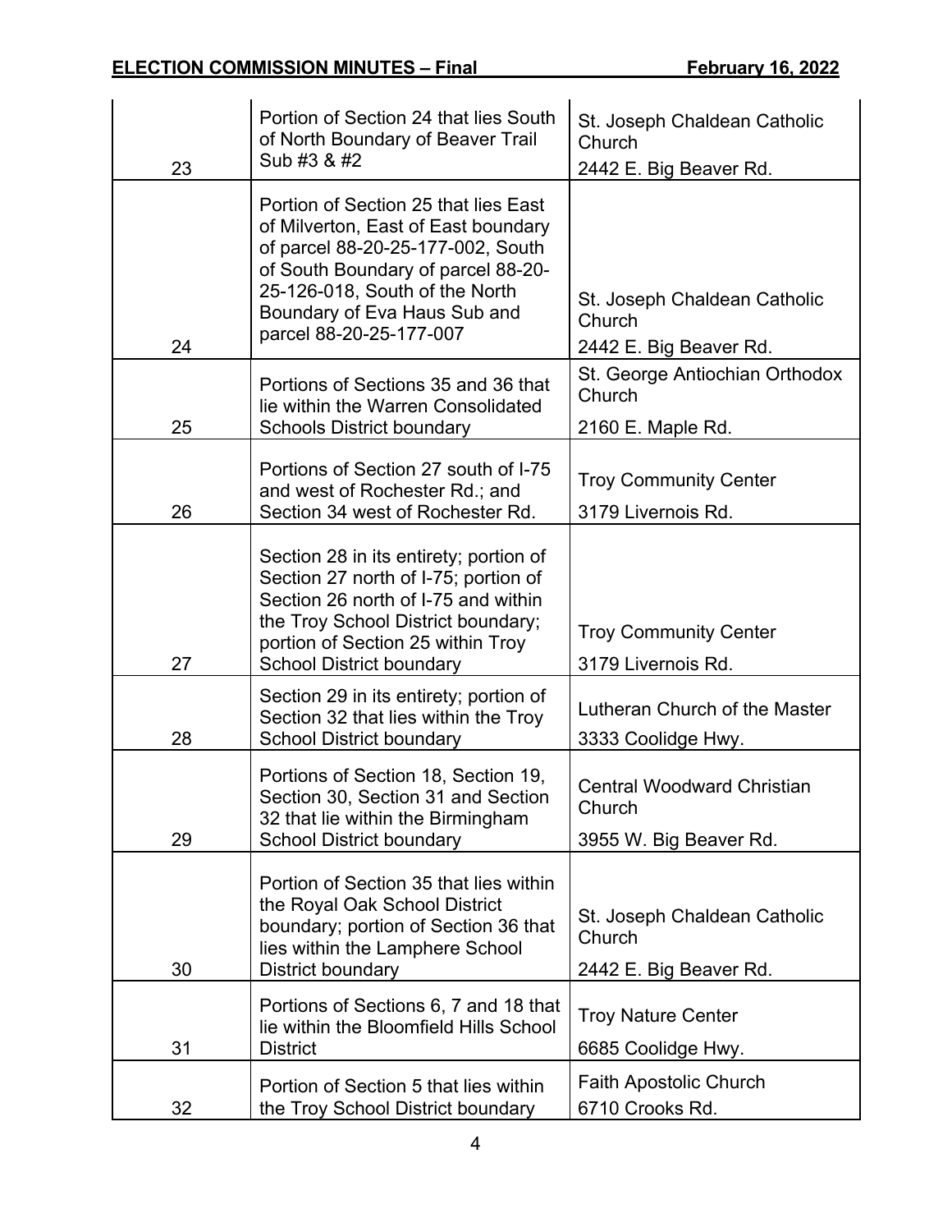| 23 | Portion of Section 24 that lies South of North Boundary of Beaver Trail Sub #3 & #2 | St. Joseph Chaldean Catholic Church<br>2442 E. Big Beaver Rd. |
|---|---|---|
| 24 | Portion of Section 25 that lies East of Milverton, East of East boundary of parcel 88-20-25-177-002, South of South Boundary of parcel 88-20-25-126-018, South of the North Boundary of Eva Haus Sub and parcel 88-20-25-177-007 | St. Joseph Chaldean Catholic Church<br>2442 E. Big Beaver Rd. |
| 25 | Portions of Sections 35 and 36 that lie within the Warren Consolidated Schools District boundary | St. George Antiochian Orthodox Church<br>2160 E. Maple Rd. |
| 26 | Portions of Section 27 south of I-75 and west of Rochester Rd.; and Section 34 west of Rochester Rd. | Troy Community Center<br>3179 Livernois Rd. |
| 27 | Section 28 in its entirety; portion of Section 27 north of I-75; portion of Section 26 north of I-75 and within the Troy School District boundary; portion of Section 25 within Troy School District boundary | Troy Community Center<br>3179 Livernois Rd. |
| 28 | Section 29 in its entirety; portion of Section 32 that lies within the Troy School District boundary | Lutheran Church of the Master<br>3333 Coolidge Hwy. |
| 29 | Portions of Section 18, Section 19, Section 30, Section 31 and Section 32 that lie within the Birmingham School District boundary | Central Woodward Christian Church<br>3955 W. Big Beaver Rd. |
| 30 | Portion of Section 35 that lies within the Royal Oak School District boundary; portion of Section 36 that lies within the Lamphere School District boundary | St. Joseph Chaldean Catholic Church<br>2442 E. Big Beaver Rd. |
| 31 | Portions of Sections 6, 7 and 18 that lie within the Bloomfield Hills School District | Troy Nature Center<br>6685 Coolidge Hwy. |
| 32 | Portion of Section 5 that lies within the Troy School District boundary | Faith Apostolic Church<br>6710 Crooks Rd. |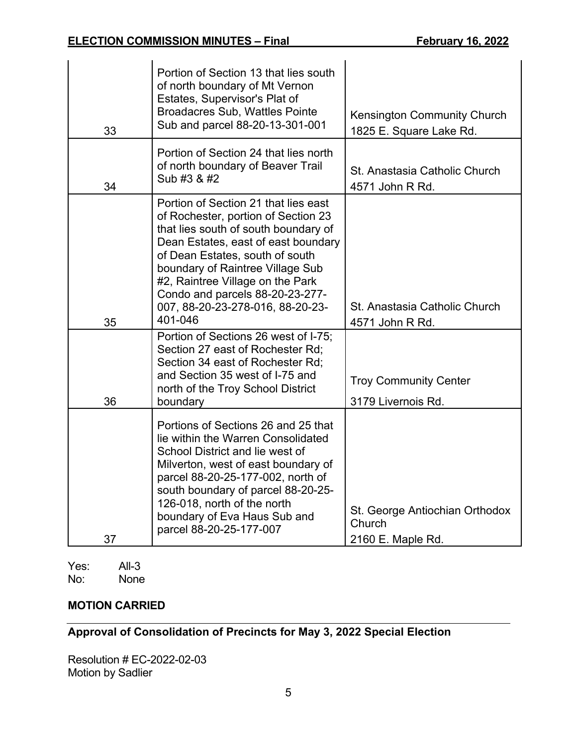| | | |
|---|---|---|
| 33 | Portion of Section 13 that lies south of north boundary of Mt Vernon Estates, Supervisor's Plat of Broadacres Sub, Wattles Pointe Sub and parcel 88-20-13-301-001 | Kensington Community Church<br>1825 E. Square Lake Rd. |
| 34 | Portion of Section 24 that lies north of north boundary of Beaver Trail Sub #3 & #2 | St. Anastasia Catholic Church<br>4571 John R Rd. |
| 35 | Portion of Section 21 that lies east of Rochester, portion of Section 23 that lies south of south boundary of Dean Estates, east of east boundary of Dean Estates, south of south boundary of Raintree Village Sub #2, Raintree Village on the Park Condo and parcels 88-20-23-277-007, 88-20-23-278-016, 88-20-23-401-046 | St. Anastasia Catholic Church<br>4571 John R Rd. |
| 36 | Portion of Sections 26 west of I-75; Section 27 east of Rochester Rd; Section 34 east of Rochester Rd; and Section 35 west of I-75 and north of the Troy School District boundary | Troy Community Center<br>3179 Livernois Rd. |
| 37 | Portions of Sections 26 and 25 that lie within the Warren Consolidated School District and lie west of Milverton, west of east boundary of parcel 88-20-25-177-002, north of south boundary of parcel 88-20-25-126-018, north of the north boundary of Eva Haus Sub and parcel 88-20-25-177-007 | St. George Antiochian Orthodox Church<br>2160 E. Maple Rd. |

Yes: All-3
No: None

**MOTION CARRIED**

## Approval of Consolidation of Precincts for May 3, 2022 Special Election

Resolution # EC-2022-02-03
Motion by Sadlier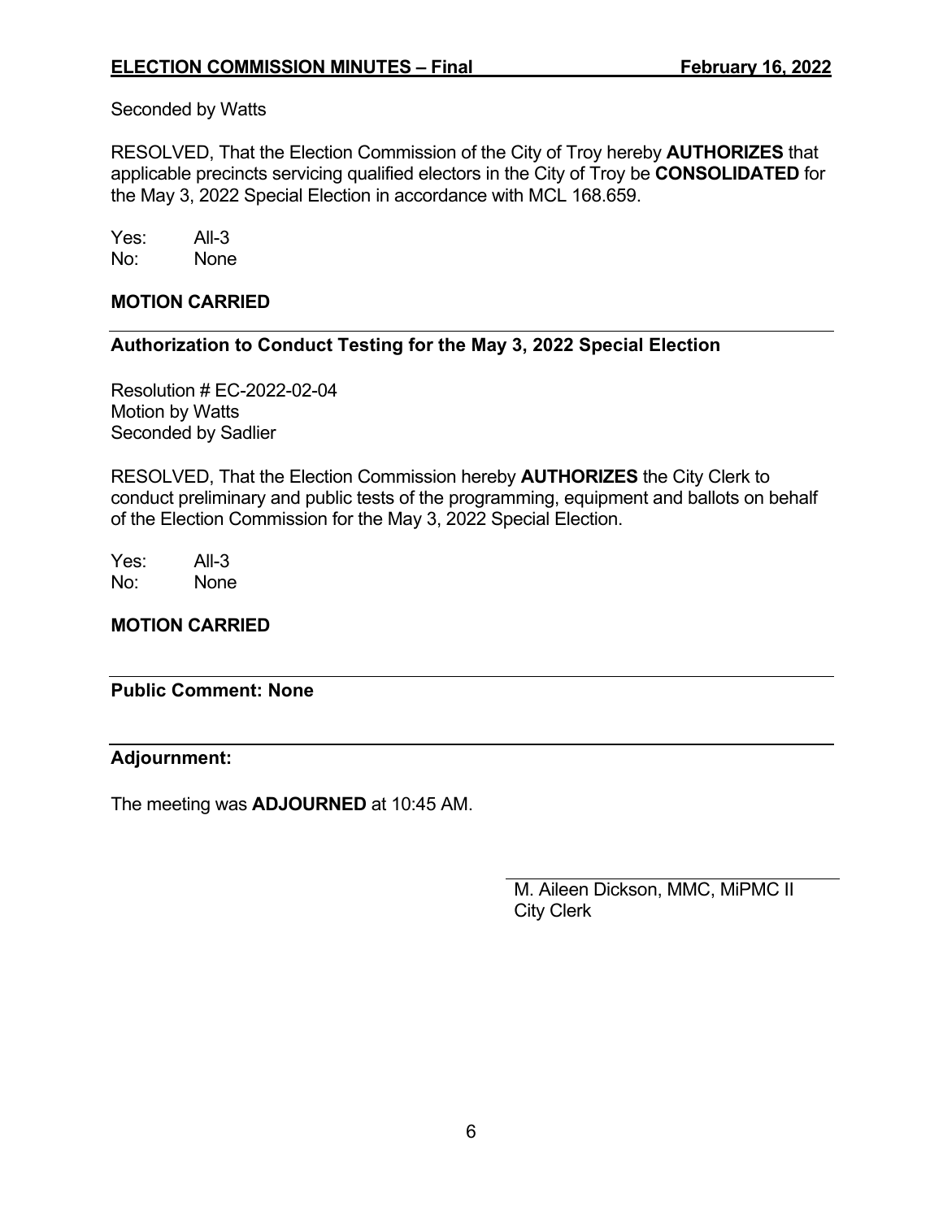Seconded by Watts

RESOLVED, That the Election Commission of the City of Troy hereby **AUTHORIZES** that applicable precincts servicing qualified electors in the City of Troy be **CONSOLIDATED** for the May 3, 2022 Special Election in accordance with MCL 168.659.

Yes: All-3
No: None

**MOTION CARRIED**

## Authorization to Conduct Testing for the May 3, 2022 Special Election

Resolution # EC-2022-02-04
Motion by Watts
Seconded by Sadlier

RESOLVED, That the Election Commission hereby **AUTHORIZES** the City Clerk to conduct preliminary and public tests of the programming, equipment and ballots on behalf of the Election Commission for the May 3, 2022 Special Election.

Yes: All-3
No: None

**MOTION CARRIED**

## Public Comment: None

## Adjournment:

The meeting was **ADJOURNED** at 10:45 AM.

M. Aileen Dickson, MMC, MiPMC II
City Clerk